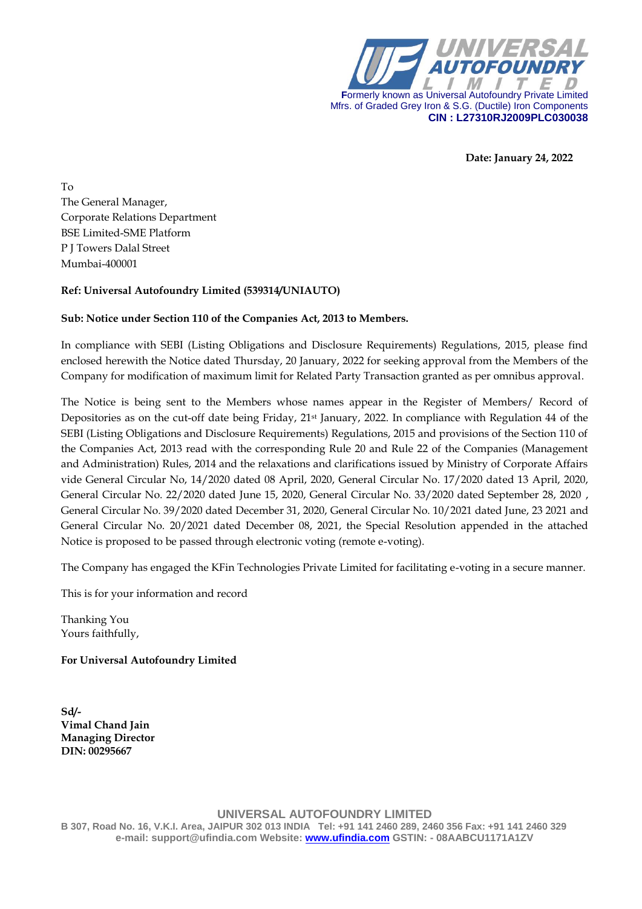**UNIVERSAL AUTOFOUNDRY LIMITED**

Formerly known as Universal Autofoundry Private Limited
Mfrs. of Graded Grey Iron & S.G. (Ductile) Iron Components
**CIN : L27310RJ2009PLC030038**

**Date: January 24, 2022**

To
The General Manager,
Corporate Relations Department
BSE Limited-SME Platform
P J Towers Dalal Street
Mumbai-400001

**Ref: Universal Autofoundry Limited (539314/UNIAUTO)**

**Sub: Notice under Section 110 of the Companies Act, 2013 to Members.**

In compliance with SEBI (Listing Obligations and Disclosure Requirements) Regulations, 2015, please find enclosed herewith the Notice dated Thursday, 20 January, 2022 for seeking approval from the Members of the Company for modification of maximum limit for Related Party Transaction granted as per omnibus approval.

The Notice is being sent to the Members whose names appear in the Register of Members/ Record of Depositories as on the cut-off date being Friday, 21st January, 2022. In compliance with Regulation 44 of the SEBI (Listing Obligations and Disclosure Requirements) Regulations, 2015 and provisions of the Section 110 of the Companies Act, 2013 read with the corresponding Rule 20 and Rule 22 of the Companies (Management and Administration) Rules, 2014 and the relaxations and clarifications issued by Ministry of Corporate Affairs vide General Circular No, 14/2020 dated 08 April, 2020, General Circular No. 17/2020 dated 13 April, 2020, General Circular No. 22/2020 dated June 15, 2020, General Circular No. 33/2020 dated September 28, 2020 , General Circular No. 39/2020 dated December 31, 2020, General Circular No. 10/2021 dated June, 23 2021 and General Circular No. 20/2021 dated December 08, 2021, the Special Resolution appended in the attached Notice is proposed to be passed through electronic voting (remote e-voting).

The Company has engaged the KFin Technologies Private Limited for facilitating e-voting in a secure manner.

This is for your information and record

Thanking You
Yours faithfully,

**For Universal Autofoundry Limited**

**Sd/-**
**Vimal Chand Jain**
**Managing Director**
**DIN: 00295667**

**UNIVERSAL AUTOFOUNDRY LIMITED**
B 307, Road No. 16, V.K.I. Area, JAIPUR 302 013 INDIA Tel: +91 141 2460 289, 2460 356 Fax: +91 141 2460 329
e-mail: support@ufindia.com Website: www.ufindia.com GSTIN: - 08AABCU1171A1ZV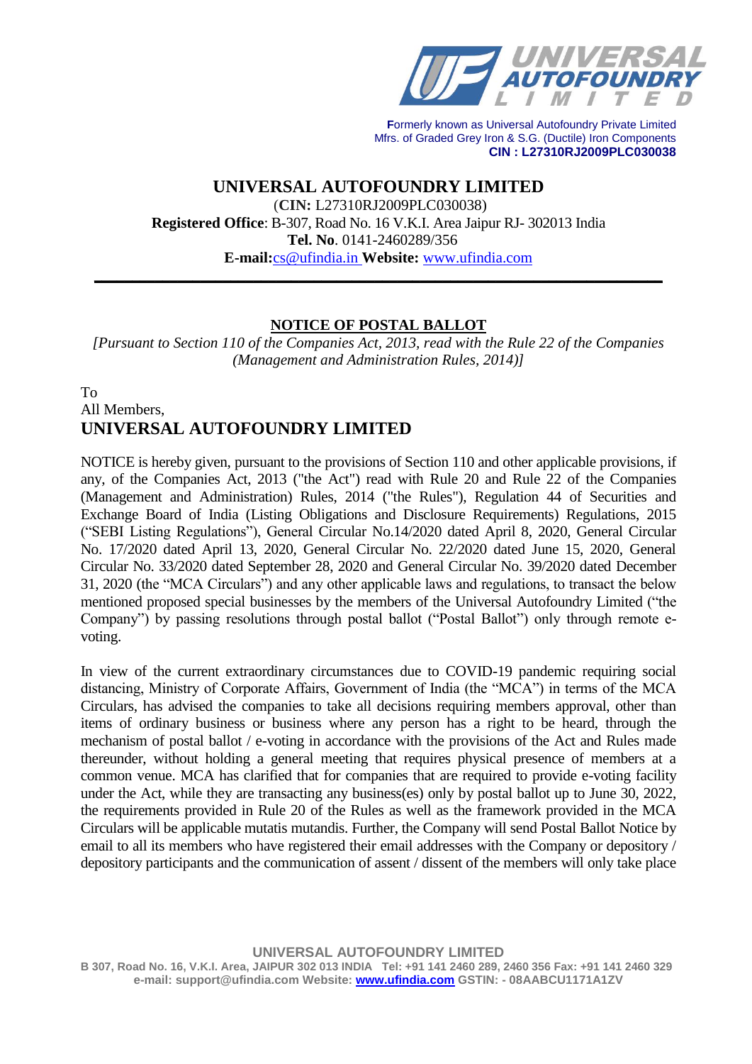**Formerly known as Universal Autofoundry Private Limited**
Mfrs. of Graded Grey Iron & S.G. (Ductile) Iron Components
**CIN : L27310RJ2009PLC030038**

## UNIVERSAL AUTOFOUNDRY LIMITED

(**CIN:** L27310RJ2009PLC030038)
**Registered Office**: B-307, Road No. 16 V.K.I. Area Jaipur RJ- 302013 India
**Tel. No**. 0141-2460289/356
**E-mail:**cs@ufindia.in **Website:** www.ufindia.com

### NOTICE OF POSTAL BALLOT

*[Pursuant to Section 110 of the Companies Act, 2013, read with the Rule 22 of the Companies (Management and Administration Rules, 2014)]*

To
All Members,
**UNIVERSAL AUTOFOUNDRY LIMITED**

NOTICE is hereby given, pursuant to the provisions of Section 110 and other applicable provisions, if any, of the Companies Act, 2013 ("the Act") read with Rule 20 and Rule 22 of the Companies (Management and Administration) Rules, 2014 ("the Rules"), Regulation 44 of Securities and Exchange Board of India (Listing Obligations and Disclosure Requirements) Regulations, 2015 ("SEBI Listing Regulations"), General Circular No.14/2020 dated April 8, 2020, General Circular No. 17/2020 dated April 13, 2020, General Circular No. 22/2020 dated June 15, 2020, General Circular No. 33/2020 dated September 28, 2020 and General Circular No. 39/2020 dated December 31, 2020 (the "MCA Circulars") and any other applicable laws and regulations, to transact the below mentioned proposed special businesses by the members of the Universal Autofoundry Limited ("the Company") by passing resolutions through postal ballot ("Postal Ballot") only through remote e-voting.

In view of the current extraordinary circumstances due to COVID-19 pandemic requiring social distancing, Ministry of Corporate Affairs, Government of India (the "MCA") in terms of the MCA Circulars, has advised the companies to take all decisions requiring members approval, other than items of ordinary business or business where any person has a right to be heard, through the mechanism of postal ballot / e-voting in accordance with the provisions of the Act and Rules made thereunder, without holding a general meeting that requires physical presence of members at a common venue. MCA has clarified that for companies that are required to provide e-voting facility under the Act, while they are transacting any business(es) only by postal ballot up to June 30, 2022, the requirements provided in Rule 20 of the Rules as well as the framework provided in the MCA Circulars will be applicable mutatis mutandis. Further, the Company will send Postal Ballot Notice by email to all its members who have registered their email addresses with the Company or depository / depository participants and the communication of assent / dissent of the members will only take place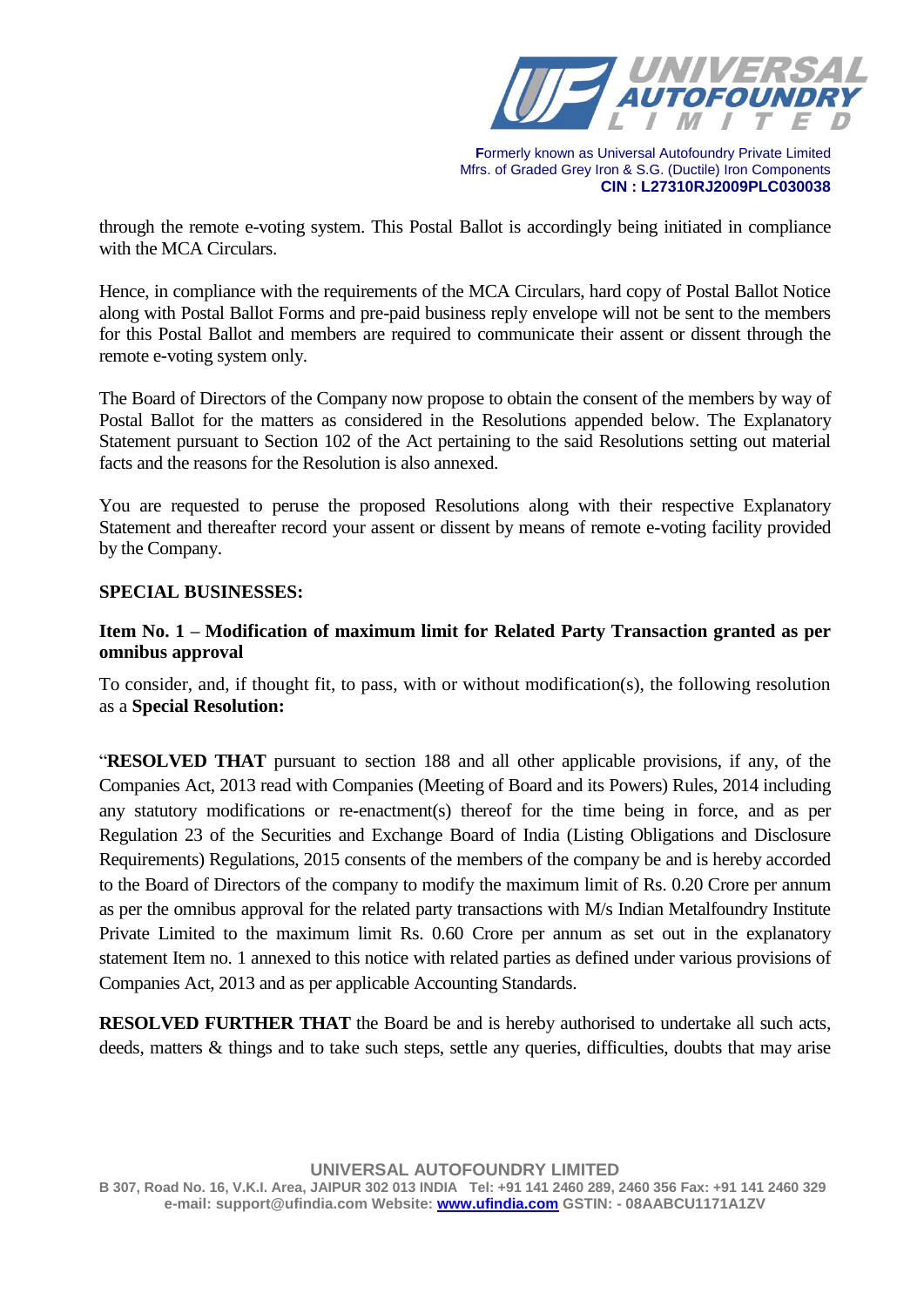through the remote e-voting system. This Postal Ballot is accordingly being initiated in compliance with the MCA Circulars.

Hence, in compliance with the requirements of the MCA Circulars, hard copy of Postal Ballot Notice along with Postal Ballot Forms and pre-paid business reply envelope will not be sent to the members for this Postal Ballot and members are required to communicate their assent or dissent through the remote e-voting system only.

The Board of Directors of the Company now propose to obtain the consent of the members by way of Postal Ballot for the matters as considered in the Resolutions appended below. The Explanatory Statement pursuant to Section 102 of the Act pertaining to the said Resolutions setting out material facts and the reasons for the Resolution is also annexed.

You are requested to peruse the proposed Resolutions along with their respective Explanatory Statement and thereafter record your assent or dissent by means of remote e-voting facility provided by the Company.

**SPECIAL BUSINESSES:**

**Item No. 1 – Modification of maximum limit for Related Party Transaction granted as per omnibus approval**

To consider, and, if thought fit, to pass, with or without modification(s), the following resolution as a **Special Resolution:**

"**RESOLVED THAT** pursuant to section 188 and all other applicable provisions, if any, of the Companies Act, 2013 read with Companies (Meeting of Board and its Powers) Rules, 2014 including any statutory modifications or re-enactment(s) thereof for the time being in force, and as per Regulation 23 of the Securities and Exchange Board of India (Listing Obligations and Disclosure Requirements) Regulations, 2015 consents of the members of the company be and is hereby accorded to the Board of Directors of the company to modify the maximum limit of Rs. 0.20 Crore per annum as per the omnibus approval for the related party transactions with M/s Indian Metalfoundry Institute Private Limited to the maximum limit Rs. 0.60 Crore per annum as set out in the explanatory statement Item no. 1 annexed to this notice with related parties as defined under various provisions of Companies Act, 2013 and as per applicable Accounting Standards.

**RESOLVED FURTHER THAT** the Board be and is hereby authorised to undertake all such acts, deeds, matters & things and to take such steps, settle any queries, difficulties, doubts that may arise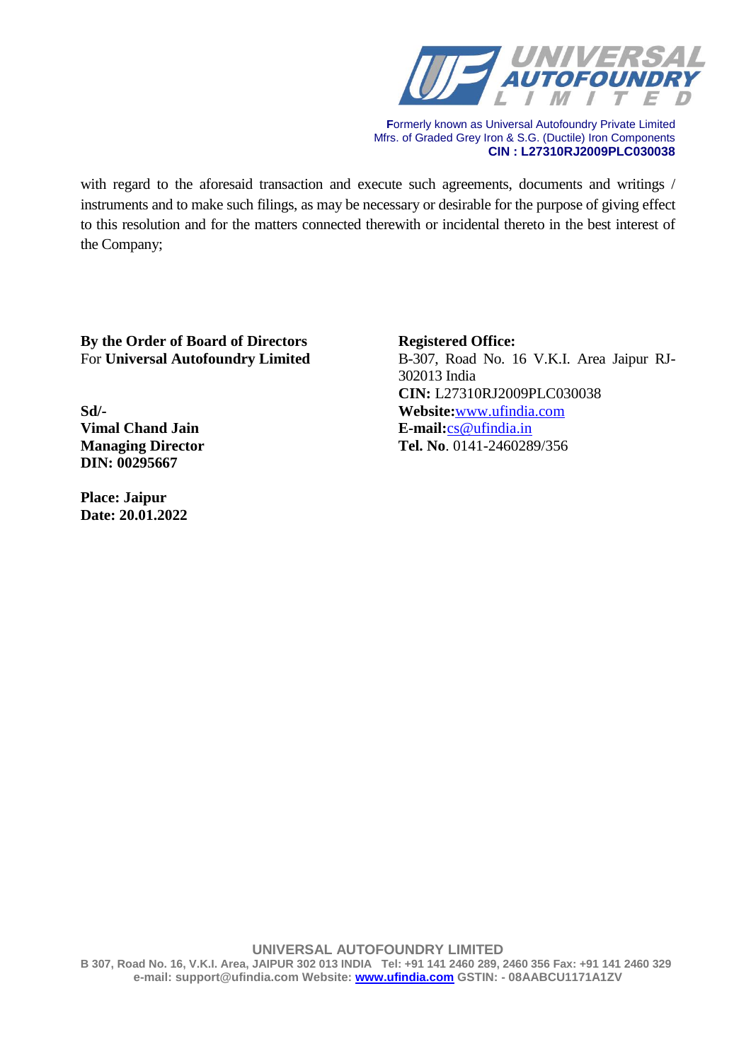with regard to the aforesaid transaction and execute such agreements, documents and writings / instruments and to make such filings, as may be necessary or desirable for the purpose of giving effect to this resolution and for the matters connected therewith or incidental thereto in the best interest of the Company;

**By the Order of Board of Directors**
For **Universal Autofoundry Limited**

**Sd/-**
**Vimal Chand Jain**
**Managing Director**
**DIN: 00295667**

**Place: Jaipur**
**Date: 20.01.2022**

**Registered Office:**
B-307, Road No. 16 V.K.I. Area Jaipur RJ-302013 India
**CIN:** L27310RJ2009PLC030038
**Website:**www.ufindia.com
**E-mail:**cs@ufindia.in
**Tel. No**. 0141-2460289/356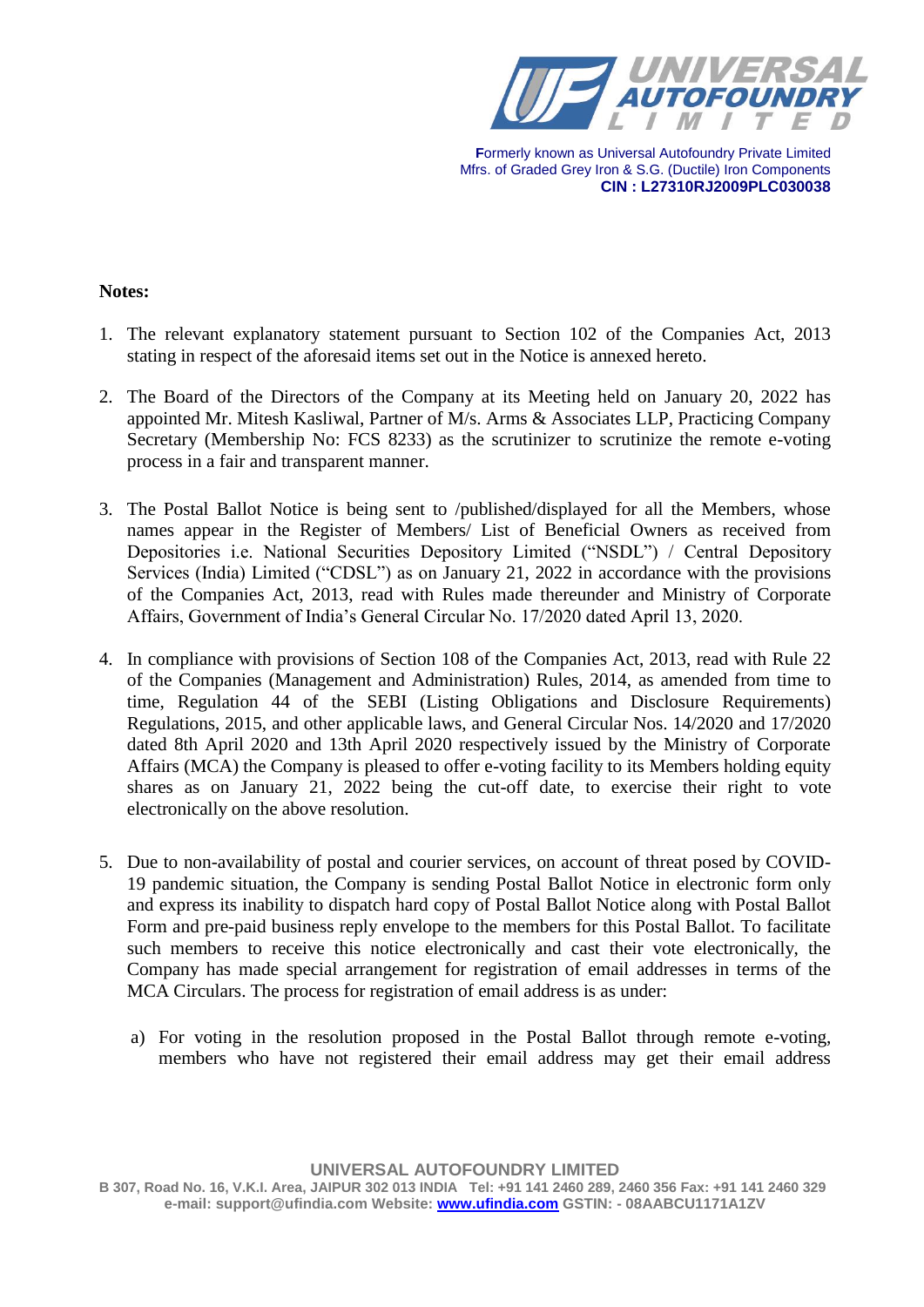**Notes:**

1. The relevant explanatory statement pursuant to Section 102 of the Companies Act, 2013 stating in respect of the aforesaid items set out in the Notice is annexed hereto.

2. The Board of the Directors of the Company at its Meeting held on January 20, 2022 has appointed Mr. Mitesh Kasliwal, Partner of M/s. Arms & Associates LLP, Practicing Company Secretary (Membership No: FCS 8233) as the scrutinizer to scrutinize the remote e-voting process in a fair and transparent manner.

3. The Postal Ballot Notice is being sent to /published/displayed for all the Members, whose names appear in the Register of Members/ List of Beneficial Owners as received from Depositories i.e. National Securities Depository Limited ("NSDL") / Central Depository Services (India) Limited ("CDSL") as on January 21, 2022 in accordance with the provisions of the Companies Act, 2013, read with Rules made thereunder and Ministry of Corporate Affairs, Government of India's General Circular No. 17/2020 dated April 13, 2020.

4. In compliance with provisions of Section 108 of the Companies Act, 2013, read with Rule 22 of the Companies (Management and Administration) Rules, 2014, as amended from time to time, Regulation 44 of the SEBI (Listing Obligations and Disclosure Requirements) Regulations, 2015, and other applicable laws, and General Circular Nos. 14/2020 and 17/2020 dated 8th April 2020 and 13th April 2020 respectively issued by the Ministry of Corporate Affairs (MCA) the Company is pleased to offer e-voting facility to its Members holding equity shares as on January 21, 2022 being the cut-off date, to exercise their right to vote electronically on the above resolution.

5. Due to non-availability of postal and courier services, on account of threat posed by COVID-19 pandemic situation, the Company is sending Postal Ballot Notice in electronic form only and express its inability to dispatch hard copy of Postal Ballot Notice along with Postal Ballot Form and pre-paid business reply envelope to the members for this Postal Ballot. To facilitate such members to receive this notice electronically and cast their vote electronically, the Company has made special arrangement for registration of email addresses in terms of the MCA Circulars. The process for registration of email address is as under:

    a) For voting in the resolution proposed in the Postal Ballot through remote e-voting, members who have not registered their email address may get their email address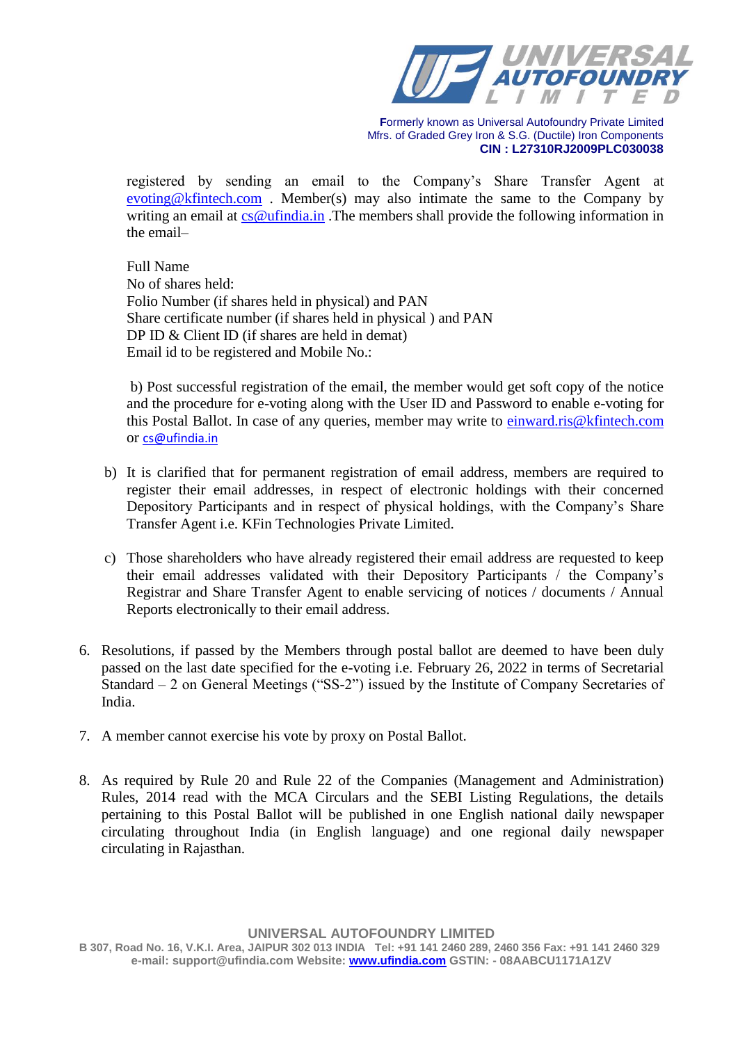registered by sending an email to the Company's Share Transfer Agent at evoting@kfintech.com . Member(s) may also intimate the same to the Company by writing an email at cs@ufindia.in .The members shall provide the following information in the email–

Full Name
No of shares held:
Folio Number (if shares held in physical) and PAN
Share certificate number (if shares held in physical ) and PAN
DP ID & Client ID (if shares are held in demat)
Email id to be registered and Mobile No.:

b) Post successful registration of the email, the member would get soft copy of the notice and the procedure for e-voting along with the User ID and Password to enable e-voting for this Postal Ballot. In case of any queries, member may write to einward.ris@kfintech.com or cs@ufindia.in

b) It is clarified that for permanent registration of email address, members are required to register their email addresses, in respect of electronic holdings with their concerned Depository Participants and in respect of physical holdings, with the Company's Share Transfer Agent i.e. KFin Technologies Private Limited.

c) Those shareholders who have already registered their email address are requested to keep their email addresses validated with their Depository Participants / the Company's Registrar and Share Transfer Agent to enable servicing of notices / documents / Annual Reports electronically to their email address.

6. Resolutions, if passed by the Members through postal ballot are deemed to have been duly passed on the last date specified for the e-voting i.e. February 26, 2022 in terms of Secretarial Standard – 2 on General Meetings ("SS-2") issued by the Institute of Company Secretaries of India.

7. A member cannot exercise his vote by proxy on Postal Ballot.

8. As required by Rule 20 and Rule 22 of the Companies (Management and Administration) Rules, 2014 read with the MCA Circulars and the SEBI Listing Regulations, the details pertaining to this Postal Ballot will be published in one English national daily newspaper circulating throughout India (in English language) and one regional daily newspaper circulating in Rajasthan.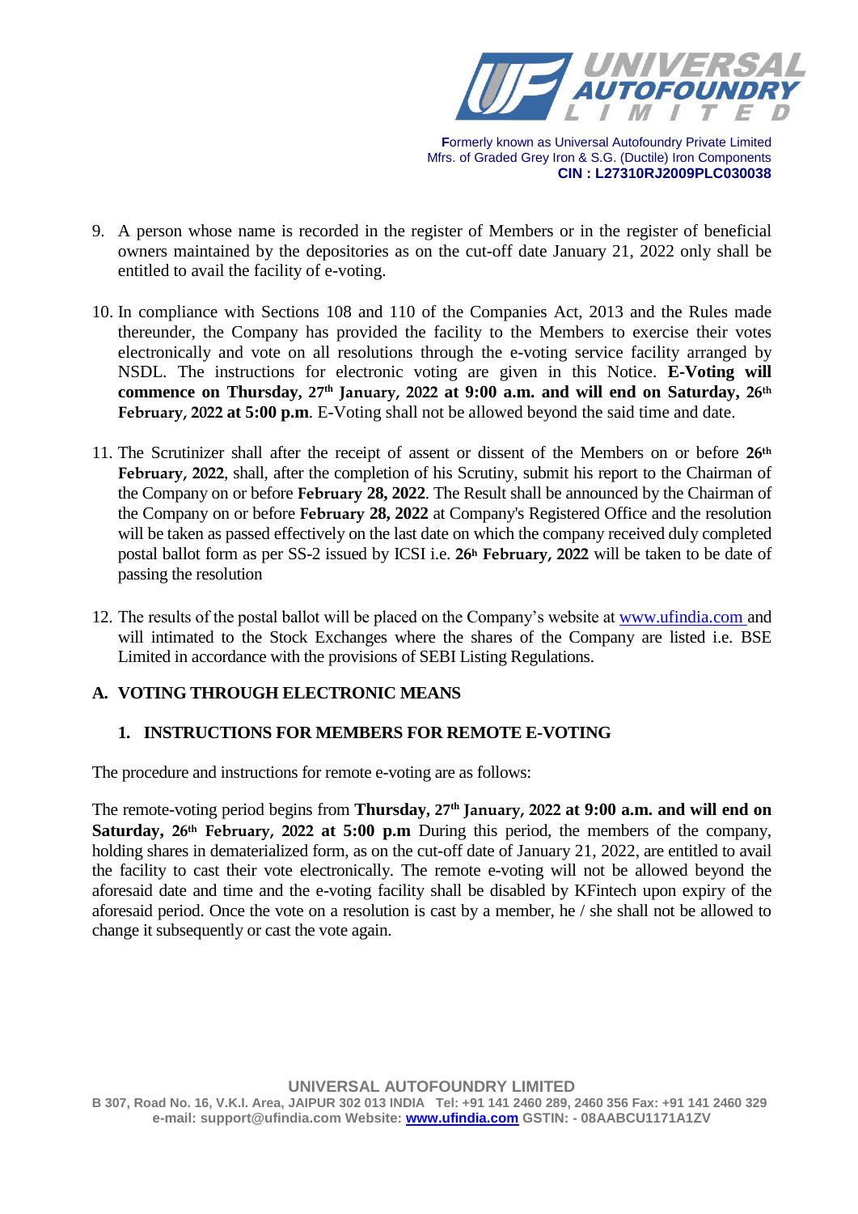9. A person whose name is recorded in the register of Members or in the register of beneficial owners maintained by the depositories as on the cut-off date January 21, 2022 only shall be entitled to avail the facility of e-voting.

10. In compliance with Sections 108 and 110 of the Companies Act, 2013 and the Rules made thereunder, the Company has provided the facility to the Members to exercise their votes electronically and vote on all resolutions through the e-voting service facility arranged by NSDL. The instructions for electronic voting are given in this Notice. **E-Voting will commence on Thursday, 27th January, 2022 at 9:00 a.m. and will end on Saturday, 26th February, 2022 at 5:00 p.m**. E-Voting shall not be allowed beyond the said time and date.

11. The Scrutinizer shall after the receipt of assent or dissent of the Members on or before **26th February, 2022**, shall, after the completion of his Scrutiny, submit his report to the Chairman of the Company on or before **February 28, 2022**. The Result shall be announced by the Chairman of the Company on or before **February 28, 2022** at Company's Registered Office and the resolution will be taken as passed effectively on the last date on which the company received duly completed postal ballot form as per SS-2 issued by ICSI i.e. **26h February, 2022** will be taken to be date of passing the resolution

12. The results of the postal ballot will be placed on the Company's website at www.ufindia.com and will intimated to the Stock Exchanges where the shares of the Company are listed i.e. BSE Limited in accordance with the provisions of SEBI Listing Regulations.

## A. VOTING THROUGH ELECTRONIC MEANS

### 1. INSTRUCTIONS FOR MEMBERS FOR REMOTE E-VOTING

The procedure and instructions for remote e-voting are as follows:

The remote-voting period begins from **Thursday, 27th January, 2022 at 9:00 a.m. and will end on Saturday, 26th February, 2022 at 5:00 p.m** During this period, the members of the company, holding shares in dematerialized form, as on the cut-off date of January 21, 2022, are entitled to avail the facility to cast their vote electronically. The remote e-voting will not be allowed beyond the aforesaid date and time and the e-voting facility shall be disabled by KFintech upon expiry of the aforesaid period. Once the vote on a resolution is cast by a member, he / she shall not be allowed to change it subsequently or cast the vote again.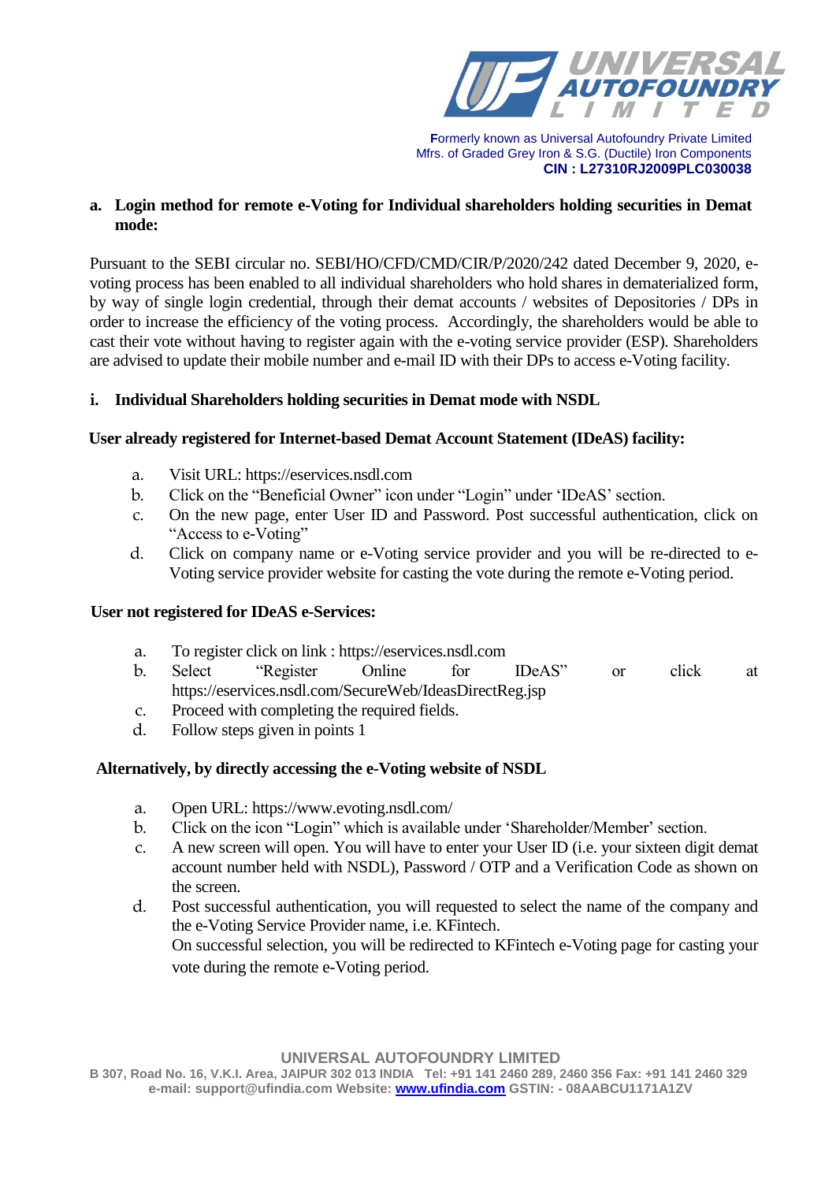**a. Login method for remote e-Voting for Individual shareholders holding securities in Demat mode:**

Pursuant to the SEBI circular no. SEBI/HO/CFD/CMD/CIR/P/2020/242 dated December 9, 2020, e-voting process has been enabled to all individual shareholders who hold shares in dematerialized form, by way of single login credential, through their demat accounts / websites of Depositories / DPs in order to increase the efficiency of the voting process. Accordingly, the shareholders would be able to cast their vote without having to register again with the e-voting service provider (ESP). Shareholders are advised to update their mobile number and e-mail ID with their DPs to access e-Voting facility.

**i. Individual Shareholders holding securities in Demat mode with NSDL**

**User already registered for Internet-based Demat Account Statement (IDeAS) facility:**

a. Visit URL: https://eservices.nsdl.com
b. Click on the "Beneficial Owner" icon under "Login" under 'IDeAS' section.
c. On the new page, enter User ID and Password. Post successful authentication, click on "Access to e-Voting"
d. Click on company name or e-Voting service provider and you will be re-directed to e-Voting service provider website for casting the vote during the remote e-Voting period.

**User not registered for IDeAS e-Services:**

a. To register click on link : https://eservices.nsdl.com
b. Select "Register Online for IDeAS" or click at https://eservices.nsdl.com/SecureWeb/IdeasDirectReg.jsp
c. Proceed with completing the required fields.
d. Follow steps given in points 1

**Alternatively, by directly accessing the e-Voting website of NSDL**

a. Open URL: https://www.evoting.nsdl.com/
b. Click on the icon "Login" which is available under 'Shareholder/Member' section.
c. A new screen will open. You will have to enter your User ID (i.e. your sixteen digit demat account number held with NSDL), Password / OTP and a Verification Code as shown on the screen.
d. Post successful authentication, you will requested to select the name of the company and the e-Voting Service Provider name, i.e. KFintech.
   On successful selection, you will be redirected to KFintech e-Voting page for casting your vote during the remote e-Voting period.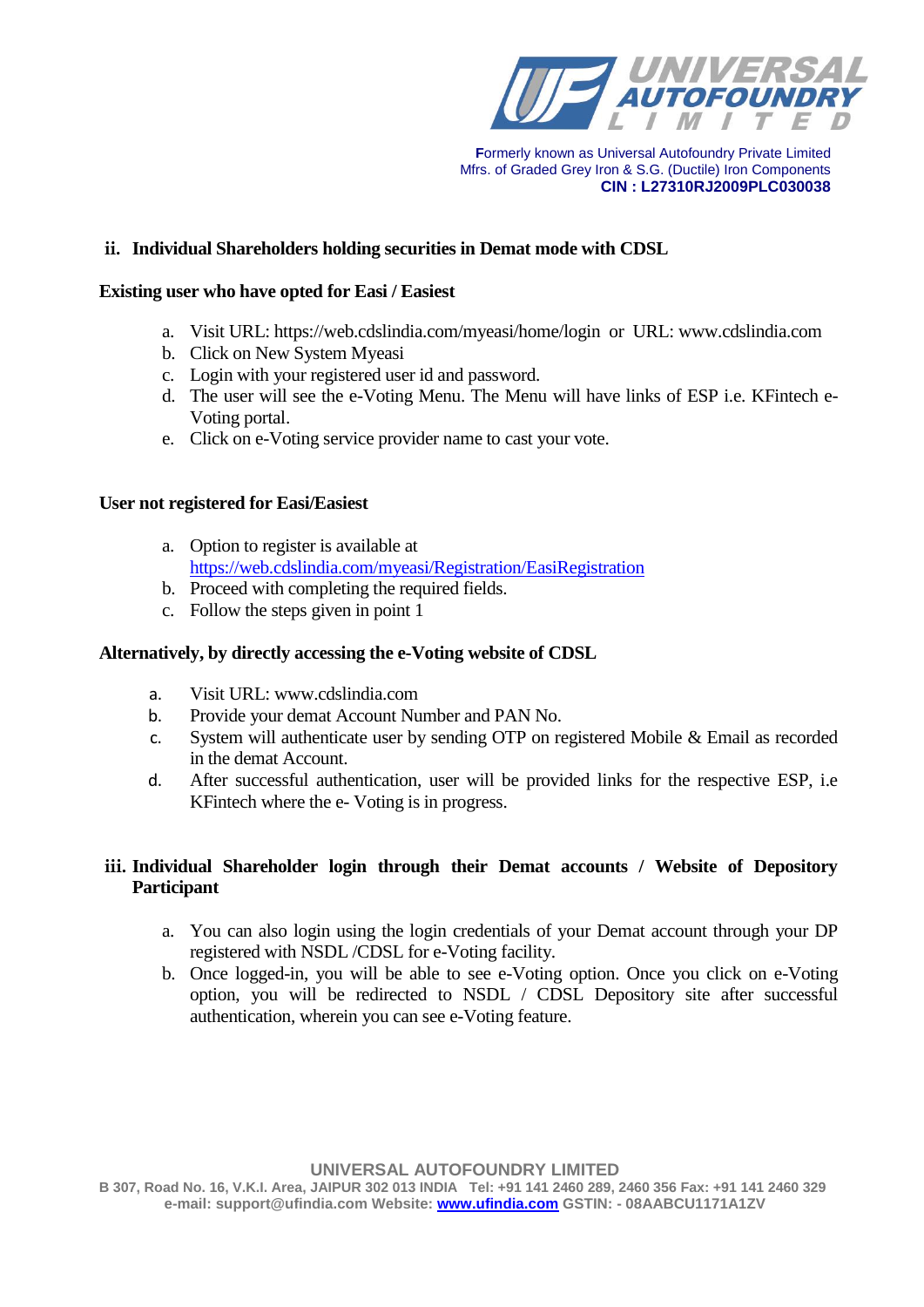**ii. Individual Shareholders holding securities in Demat mode with CDSL**

**Existing user who have opted for Easi / Easiest**

a. Visit URL: https://web.cdslindia.com/myeasi/home/login or URL: www.cdslindia.com
b. Click on New System Myeasi
c. Login with your registered user id and password.
d. The user will see the e-Voting Menu. The Menu will have links of ESP i.e. KFintech e-Voting portal.
e. Click on e-Voting service provider name to cast your vote.

**User not registered for Easi/Easiest**

a. Option to register is available at https://web.cdslindia.com/myeasi/Registration/EasiRegistration
b. Proceed with completing the required fields.
c. Follow the steps given in point 1

**Alternatively, by directly accessing the e-Voting website of CDSL**

a. Visit URL: www.cdslindia.com
b. Provide your demat Account Number and PAN No.
c. System will authenticate user by sending OTP on registered Mobile & Email as recorded in the demat Account.
d. After successful authentication, user will be provided links for the respective ESP, i.e KFintech where the e- Voting is in progress.

**iii. Individual Shareholder login through their Demat accounts / Website of Depository Participant**

a. You can also login using the login credentials of your Demat account through your DP registered with NSDL /CDSL for e-Voting facility.
b. Once logged-in, you will be able to see e-Voting option. Once you click on e-Voting option, you will be redirected to NSDL / CDSL Depository site after successful authentication, wherein you can see e-Voting feature.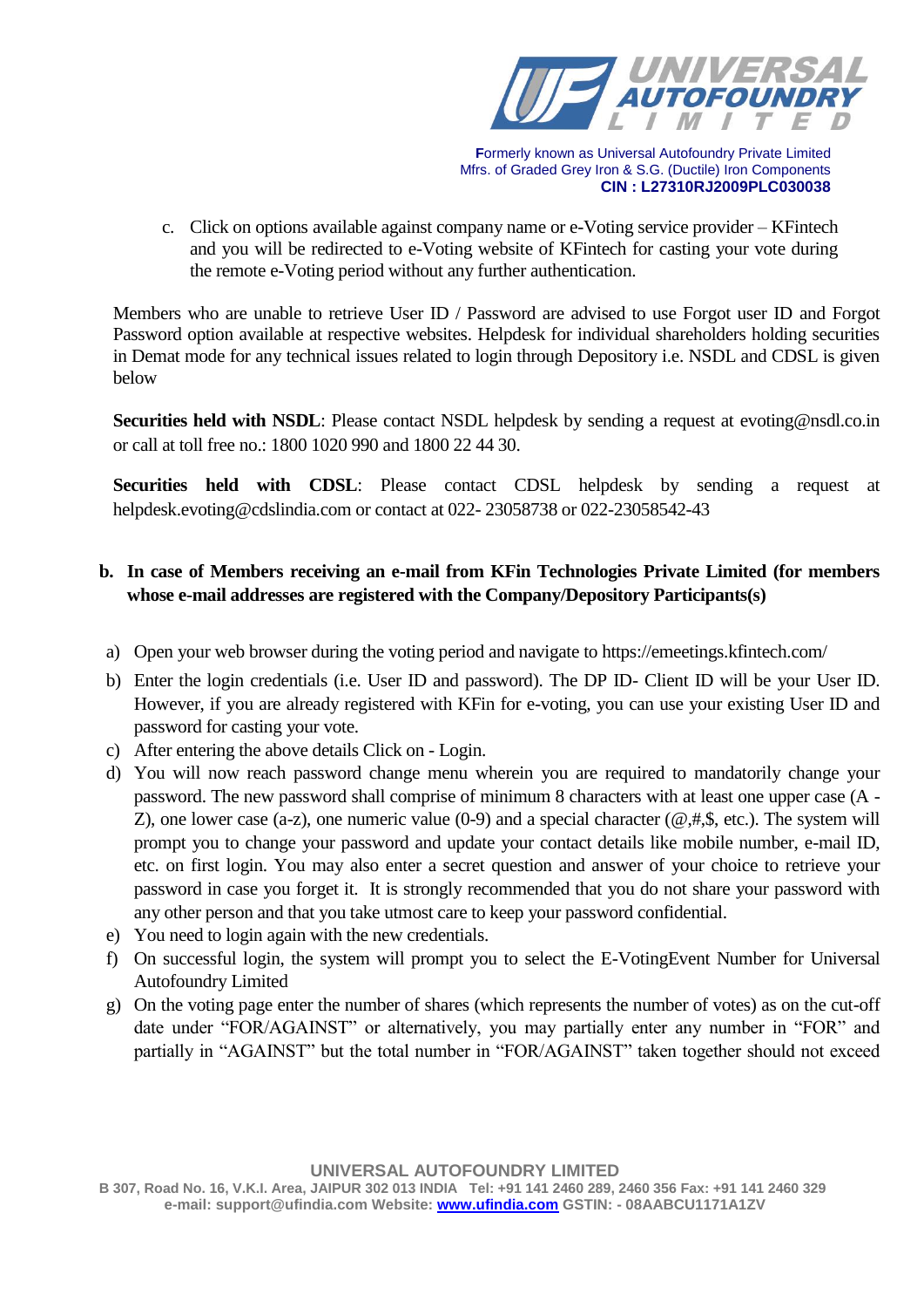c. Click on options available against company name or e-Voting service provider – KFintech and you will be redirected to e-Voting website of KFintech for casting your vote during the remote e-Voting period without any further authentication.

Members who are unable to retrieve User ID / Password are advised to use Forgot user ID and Forgot Password option available at respective websites. Helpdesk for individual shareholders holding securities in Demat mode for any technical issues related to login through Depository i.e. NSDL and CDSL is given below

**Securities held with NSDL**: Please contact NSDL helpdesk by sending a request at evoting@nsdl.co.in or call at toll free no.: 1800 1020 990 and 1800 22 44 30.

**Securities held with CDSL**: Please contact CDSL helpdesk by sending a request at helpdesk.evoting@cdslindia.com or contact at 022- 23058738 or 022-23058542-43

**b. In case of Members receiving an e-mail from KFin Technologies Private Limited (for members whose e-mail addresses are registered with the Company/Depository Participants(s)**

a) Open your web browser during the voting period and navigate to https://emeetings.kfintech.com/
b) Enter the login credentials (i.e. User ID and password). The DP ID- Client ID will be your User ID. However, if you are already registered with KFin for e-voting, you can use your existing User ID and password for casting your vote.
c) After entering the above details Click on - Login.
d) You will now reach password change menu wherein you are required to mandatorily change your password. The new password shall comprise of minimum 8 characters with at least one upper case (A - Z), one lower case (a-z), one numeric value (0-9) and a special character (@,#,$, etc.). The system will prompt you to change your password and update your contact details like mobile number, e-mail ID, etc. on first login. You may also enter a secret question and answer of your choice to retrieve your password in case you forget it. It is strongly recommended that you do not share your password with any other person and that you take utmost care to keep your password confidential.
e) You need to login again with the new credentials.
f) On successful login, the system will prompt you to select the E-VotingEvent Number for Universal Autofoundry Limited
g) On the voting page enter the number of shares (which represents the number of votes) as on the cut-off date under "FOR/AGAINST" or alternatively, you may partially enter any number in "FOR" and partially in "AGAINST" but the total number in "FOR/AGAINST" taken together should not exceed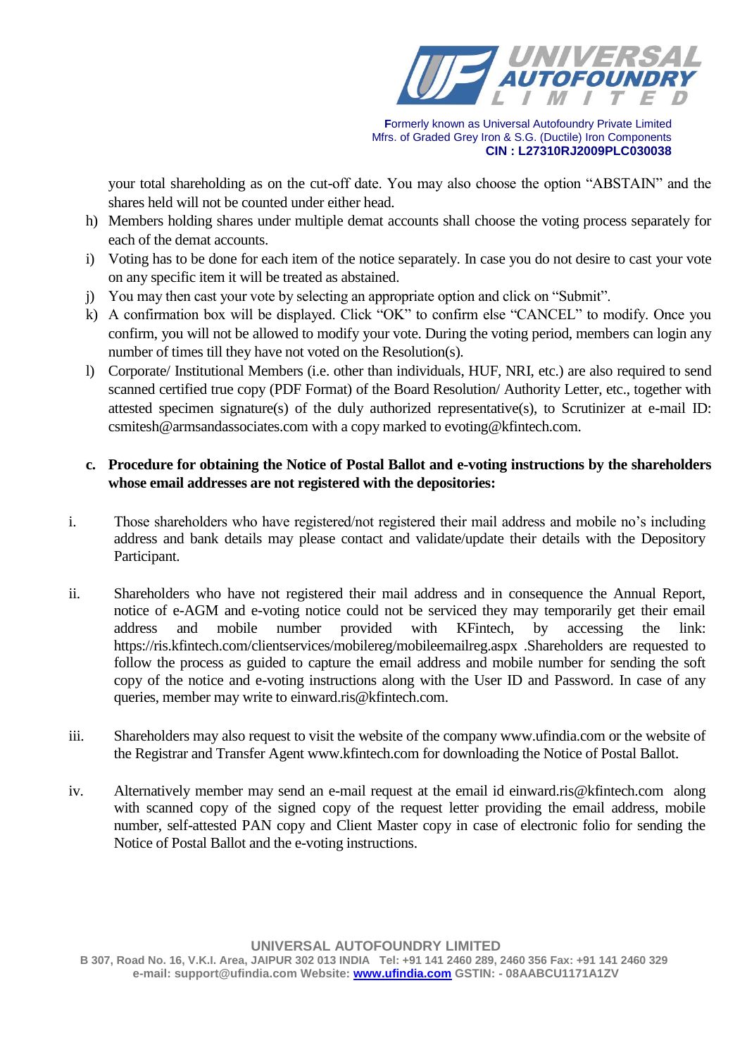your total shareholding as on the cut-off date. You may also choose the option "ABSTAIN" and the shares held will not be counted under either head.

h) Members holding shares under multiple demat accounts shall choose the voting process separately for each of the demat accounts.
i) Voting has to be done for each item of the notice separately. In case you do not desire to cast your vote on any specific item it will be treated as abstained.
j) You may then cast your vote by selecting an appropriate option and click on "Submit".
k) A confirmation box will be displayed. Click "OK" to confirm else "CANCEL" to modify. Once you confirm, you will not be allowed to modify your vote. During the voting period, members can login any number of times till they have not voted on the Resolution(s).
l) Corporate/ Institutional Members (i.e. other than individuals, HUF, NRI, etc.) are also required to send scanned certified true copy (PDF Format) of the Board Resolution/ Authority Letter, etc., together with attested specimen signature(s) of the duly authorized representative(s), to Scrutinizer at e-mail ID: csmitesh@armsandassociates.com with a copy marked to evoting@kfintech.com.

**c. Procedure for obtaining the Notice of Postal Ballot and e-voting instructions by the shareholders whose email addresses are not registered with the depositories:**

i. Those shareholders who have registered/not registered their mail address and mobile no's including address and bank details may please contact and validate/update their details with the Depository Participant.

ii. Shareholders who have not registered their mail address and in consequence the Annual Report, notice of e-AGM and e-voting notice could not be serviced they may temporarily get their email address and mobile number provided with KFintech, by accessing the link: https://ris.kfintech.com/clientservices/mobilereg/mobileemailreg.aspx .Shareholders are requested to follow the process as guided to capture the email address and mobile number for sending the soft copy of the notice and e-voting instructions along with the User ID and Password. In case of any queries, member may write to einward.ris@kfintech.com.

iii. Shareholders may also request to visit the website of the company www.ufindia.com or the website of the Registrar and Transfer Agent www.kfintech.com for downloading the Notice of Postal Ballot.

iv. Alternatively member may send an e-mail request at the email id einward.ris@kfintech.com along with scanned copy of the signed copy of the request letter providing the email address, mobile number, self-attested PAN copy and Client Master copy in case of electronic folio for sending the Notice of Postal Ballot and the e-voting instructions.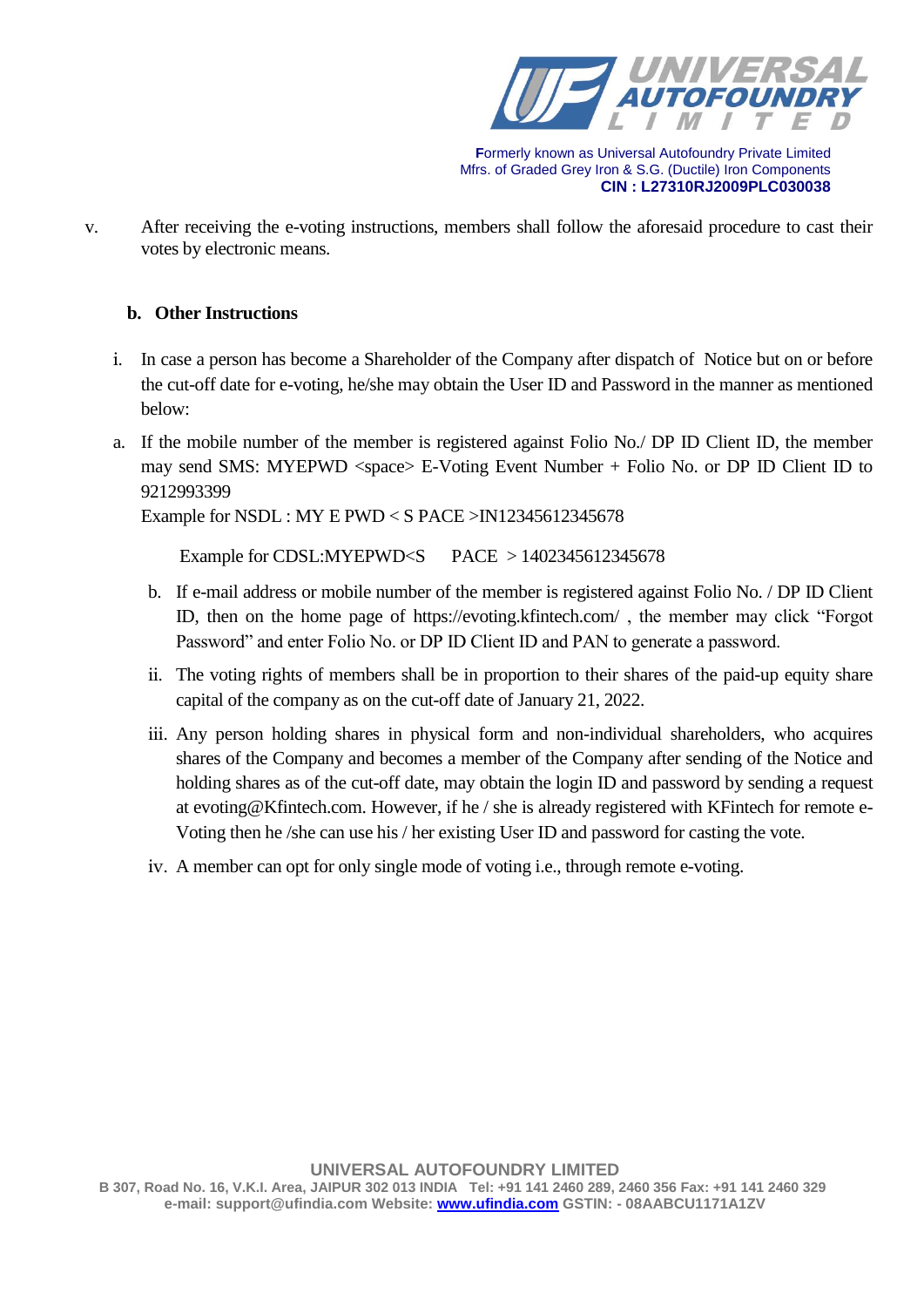v. After receiving the e-voting instructions, members shall follow the aforesaid procedure to cast their votes by electronic means.

**b. Other Instructions**

i. In case a person has become a Shareholder of the Company after dispatch of Notice but on or before the cut-off date for e-voting, he/she may obtain the User ID and Password in the manner as mentioned below:

a. If the mobile number of the member is registered against Folio No./ DP ID Client ID, the member may send SMS: MYEPWD <space> E-Voting Event Number + Folio No. or DP ID Client ID to 9212993399
Example for NSDL : MY E PWD < S PACE >IN12345612345678

Example for CDSL:MYEPWD<S PACE > 1402345612345678

b. If e-mail address or mobile number of the member is registered against Folio No. / DP ID Client ID, then on the home page of https://evoting.kfintech.com/ , the member may click "Forgot Password" and enter Folio No. or DP ID Client ID and PAN to generate a password.

ii. The voting rights of members shall be in proportion to their shares of the paid-up equity share capital of the company as on the cut-off date of January 21, 2022.

iii. Any person holding shares in physical form and non-individual shareholders, who acquires shares of the Company and becomes a member of the Company after sending of the Notice and holding shares as of the cut-off date, may obtain the login ID and password by sending a request at evoting@Kfintech.com. However, if he / she is already registered with KFintech for remote e-Voting then he /she can use his / her existing User ID and password for casting the vote.

iv. A member can opt for only single mode of voting i.e., through remote e-voting.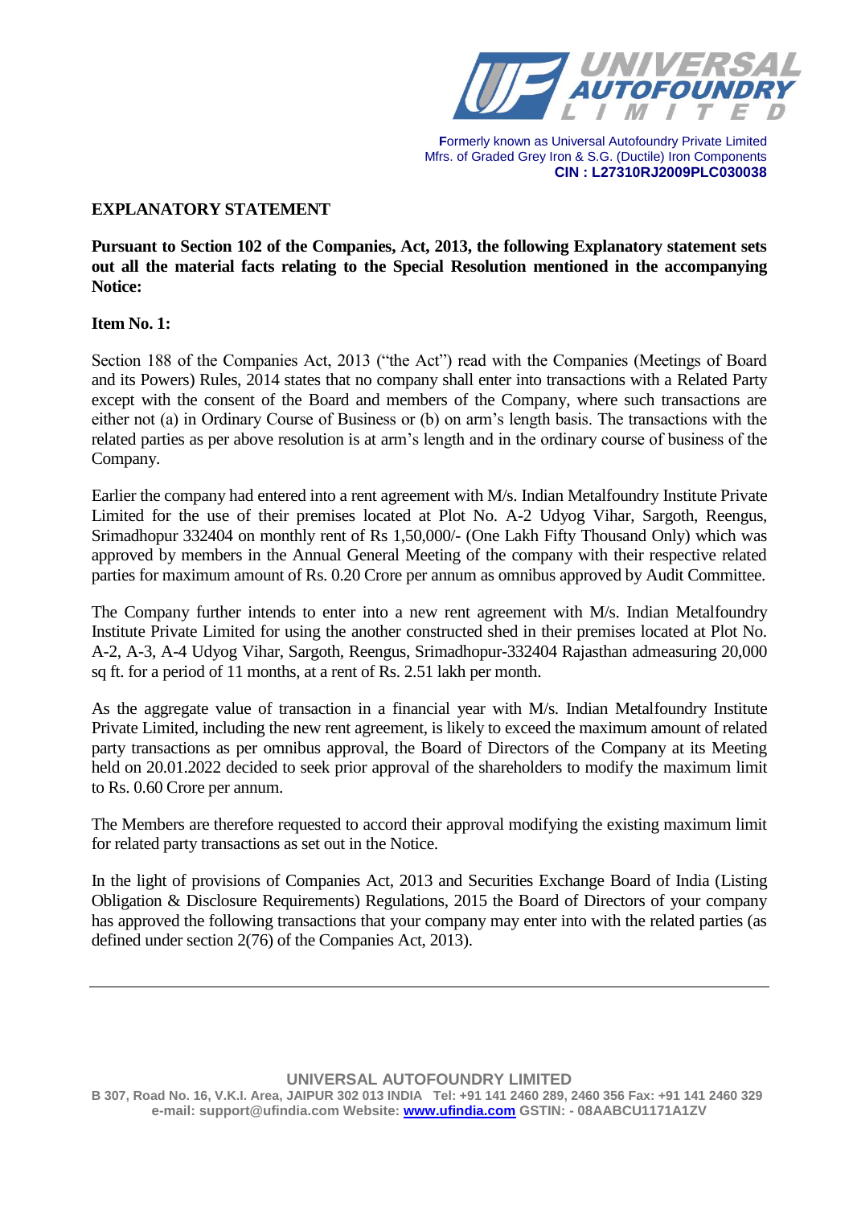## EXPLANATORY STATEMENT

**Pursuant to Section 102 of the Companies, Act, 2013, the following Explanatory statement sets out all the material facts relating to the Special Resolution mentioned in the accompanying Notice:**

**Item No. 1:**

Section 188 of the Companies Act, 2013 ("the Act") read with the Companies (Meetings of Board and its Powers) Rules, 2014 states that no company shall enter into transactions with a Related Party except with the consent of the Board and members of the Company, where such transactions are either not (a) in Ordinary Course of Business or (b) on arm's length basis. The transactions with the related parties as per above resolution is at arm's length and in the ordinary course of business of the Company.

Earlier the company had entered into a rent agreement with M/s. Indian Metalfoundry Institute Private Limited for the use of their premises located at Plot No. A-2 Udyog Vihar, Sargoth, Reengus, Srimadhopur 332404 on monthly rent of Rs 1,50,000/- (One Lakh Fifty Thousand Only) which was approved by members in the Annual General Meeting of the company with their respective related parties for maximum amount of Rs. 0.20 Crore per annum as omnibus approved by Audit Committee.

The Company further intends to enter into a new rent agreement with M/s. Indian Metalfoundry Institute Private Limited for using the another constructed shed in their premises located at Plot No. A-2, A-3, A-4 Udyog Vihar, Sargoth, Reengus, Srimadhopur-332404 Rajasthan admeasuring 20,000 sq ft. for a period of 11 months, at a rent of Rs. 2.51 lakh per month.

As the aggregate value of transaction in a financial year with M/s. Indian Metalfoundry Institute Private Limited, including the new rent agreement, is likely to exceed the maximum amount of related party transactions as per omnibus approval, the Board of Directors of the Company at its Meeting held on 20.01.2022 decided to seek prior approval of the shareholders to modify the maximum limit to Rs. 0.60 Crore per annum.

The Members are therefore requested to accord their approval modifying the existing maximum limit for related party transactions as set out in the Notice.

In the light of provisions of Companies Act, 2013 and Securities Exchange Board of India (Listing Obligation & Disclosure Requirements) Regulations, 2015 the Board of Directors of your company has approved the following transactions that your company may enter into with the related parties (as defined under section 2(76) of the Companies Act, 2013).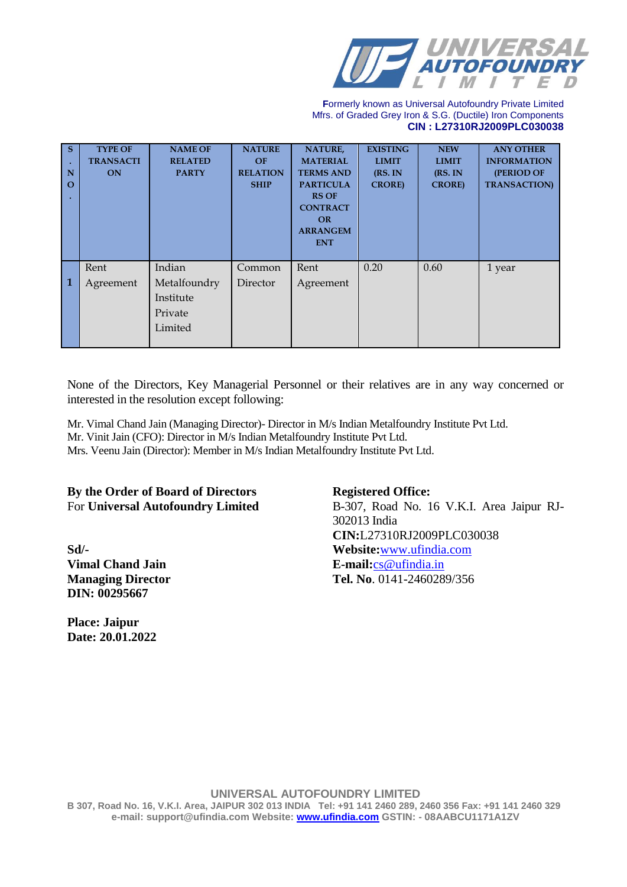Formerly known as Universal Autofoundry Private Limited
Mfrs. of Graded Grey Iron & S.G. (Ductile) Iron Components
**CIN : L27310RJ2009PLC030038**

| S. NO. | TYPE OF TRANSACTION | NAME OF RELATED PARTY | NATURE OF RELATIONSHIP | NATURE, MATERIAL TERMS AND PARTICULARS OF CONTRACT OR ARRANGEMENT | EXISTING LIMIT (RS. IN CRORE) | NEW LIMIT (RS. IN CRORE) | ANY OTHER INFORMATION (PERIOD OF TRANSACTION) |
|---|---|---|---|---|---|---|---|
| 1 | Rent Agreement | Indian Metalfoundry Institute Private Limited | Common Director | Rent Agreement | 0.20 | 0.60 | 1 year |

None of the Directors, Key Managerial Personnel or their relatives are in any way concerned or interested in the resolution except following:

Mr. Vimal Chand Jain (Managing Director)- Director in M/s Indian Metalfoundry Institute Pvt Ltd.
Mr. Vinit Jain (CFO): Director in M/s Indian Metalfoundry Institute Pvt Ltd.
Mrs. Veenu Jain (Director): Member in M/s Indian Metalfoundry Institute Pvt Ltd.

**By the Order of Board of Directors**
For **Universal Autofoundry Limited**

**Sd/-**
**Vimal Chand Jain**
**Managing Director**
**DIN: 00295667**

**Place: Jaipur**
**Date: 20.01.2022**

**Registered Office:**
B-307, Road No. 16 V.K.I. Area Jaipur RJ-302013 India
**CIN:**L27310RJ2009PLC030038
**Website:**www.ufindia.com
**E-mail:**cs@ufindia.in
**Tel. No**. 0141-2460289/356